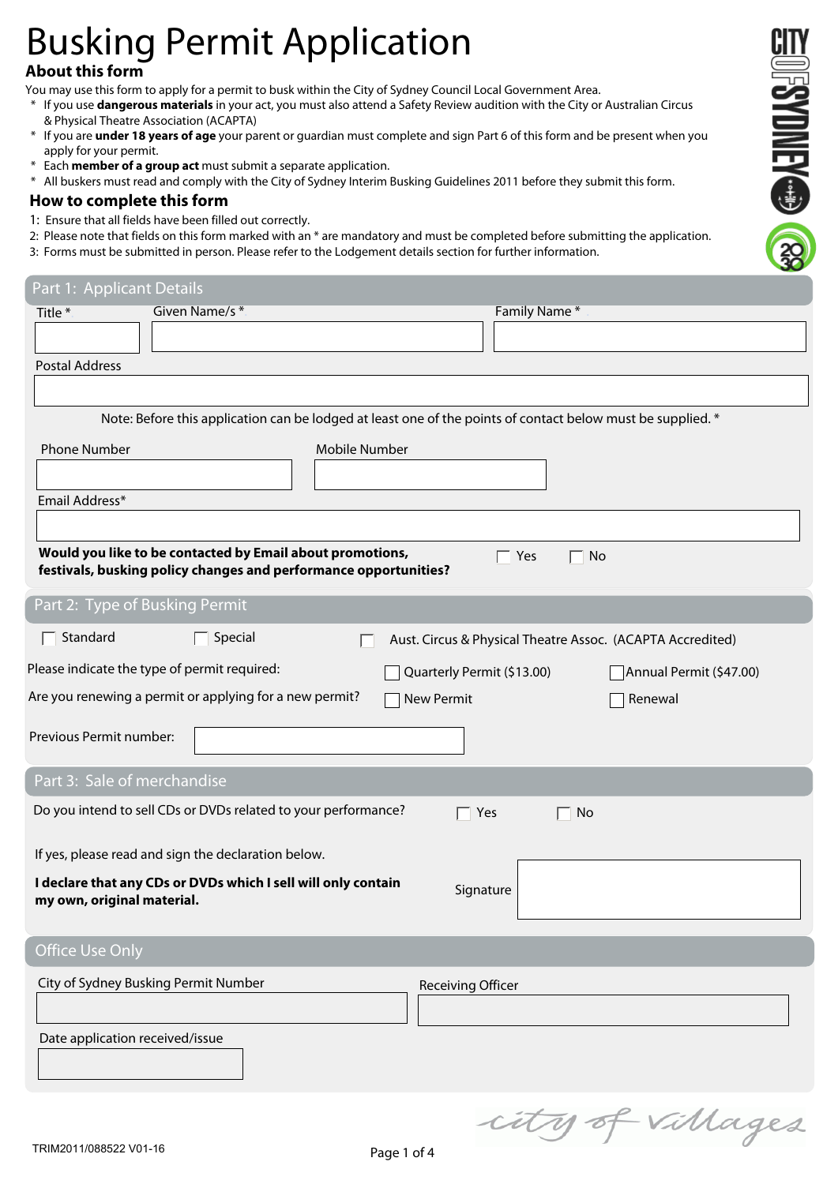# Busking Permit Application

## About this form

You may use this form to apply for a permit to busk within the City of Sydney Council Local Government Area.

* If you use **dangerous materials** in your act, you must also attend a Safety Review audition with the City or Australian Circus & Physical Theatre Association (ACAPTA)
* If you are **under 18 years of age** your parent or guardian must complete and sign Part 6 of this form and be present when you apply for your permit.
* Each **member of a group act** must submit a separate application.
* All buskers must read and comply with the City of Sydney Interim Busking Guidelines 2011 before they submit this form.

## How to complete this form

1: Ensure that all fields have been filled out correctly.
2: Please note that fields on this form marked with an * are mandatory and must be completed before submitting the application.
3: Forms must be submitted in person. Please refer to the Lodgement details section for further information.

## Part 1: Applicant Details

Title *

Given Name/s *

Family Name *

Postal Address

Note: Before this application can be lodged at least one of the points of contact below must be supplied. *

Phone Number

Mobile Number

Email Address*

**Would you like to be contacted by Email about promotions, festivals, busking policy changes and performance opportunities?** ☐ Yes ☐ No

## Part 2: Type of Busking Permit

☐ Standard ☐ Special ☐ Aust. Circus & Physical Theatre Assoc. (ACAPTA Accredited)

Please indicate the type of permit required: ☐ Quarterly Permit ($13.00) ☐ Annual Permit ($47.00)

Are you renewing a permit or applying for a new permit? ☐ New Permit ☐ Renewal

Previous Permit number:

## Part 3: Sale of merchandise

Do you intend to sell CDs or DVDs related to your performance? ☐ Yes ☐ No

If yes, please read and sign the declaration below.

**I declare that any CDs or DVDs which I sell will only contain my own, original material.**

Signature

## Office Use Only

City of Sydney Busking Permit Number

Receiving Officer

Date application received/issue

TRIM2011/088522 V01-16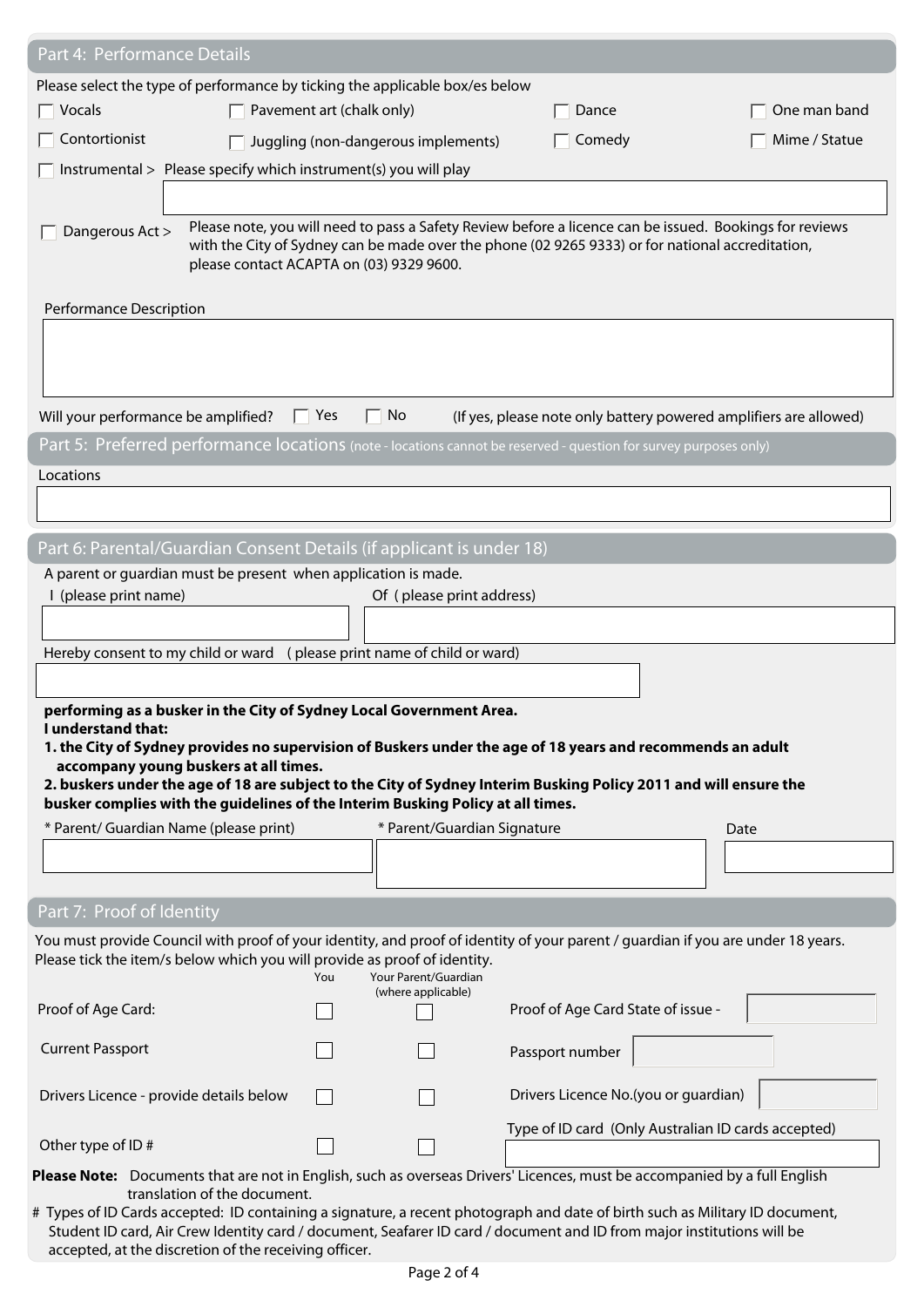## Part 4: Performance Details

Please select the type of performance by ticking the applicable box/es below

- ☐ Vocals
- ☐ Pavement art (chalk only)
- ☐ Dance
- ☐ One man band
- ☐ Contortionist
- ☐ Juggling (non-dangerous implements)
- ☐ Comedy
- ☐ Mime / Statue
- ☐ Instrumental > Please specify which instrument(s) you will play

- ☐ Dangerous Act > Please note, you will need to pass a Safety Review before a licence can be issued. Bookings for reviews with the City of Sydney can be made over the phone (02 9265 9333) or for national accreditation, please contact ACAPTA on (03) 9329 9600.

Performance Description

Will your performance be amplified? ☐ Yes ☐ No (If yes, please note only battery powered amplifiers are allowed)

## Part 5: Preferred performance locations (note - locations cannot be reserved - question for survey purposes only)

Locations

## Part 6: Parental/Guardian Consent Details (if applicant is under 18)

A parent or guardian must be present when application is made.

I (please print name)

Of ( please print address)

Hereby consent to my child or ward ( please print name of child or ward)

**performing as a busker in the City of Sydney Local Government Area.**
**I understand that:**

**1. the City of Sydney provides no supervision of Buskers under the age of 18 years and recommends an adult accompany young buskers at all times.**
**2. buskers under the age of 18 are subject to the City of Sydney Interim Busking Policy 2011 and will ensure the busker complies with the guidelines of the Interim Busking Policy at all times.**

| * Parent/ Guardian Name (please print) | * Parent/Guardian Signature | Date |
|---|---|---|
| | | |

## Part 7: Proof of Identity

You must provide Council with proof of your identity, and proof of identity of your parent / guardian if you are under 18 years. Please tick the item/s below which you will provide as proof of identity.

| | You | Your Parent/Guardian (where applicable) | | |
|---|---|---|---|---|
| Proof of Age Card: | ☐ | ☐ | Proof of Age Card State of issue - | |
| Current Passport | ☐ | ☐ | Passport number | |
| Drivers Licence - provide details below | ☐ | ☐ | Drivers Licence No.(you or guardian) | |
| Other type of ID # | ☐ | ☐ | Type of ID card (Only Australian ID cards accepted) | |

**Please Note:** Documents that are not in English, such as overseas Drivers' Licences, must be accompanied by a full English translation of the document.

# Types of ID Cards accepted: ID containing a signature, a recent photograph and date of birth such as Military ID document, Student ID card, Air Crew Identity card / document, Seafarer ID card / document and ID from major institutions will be accepted, at the discretion of the receiving officer.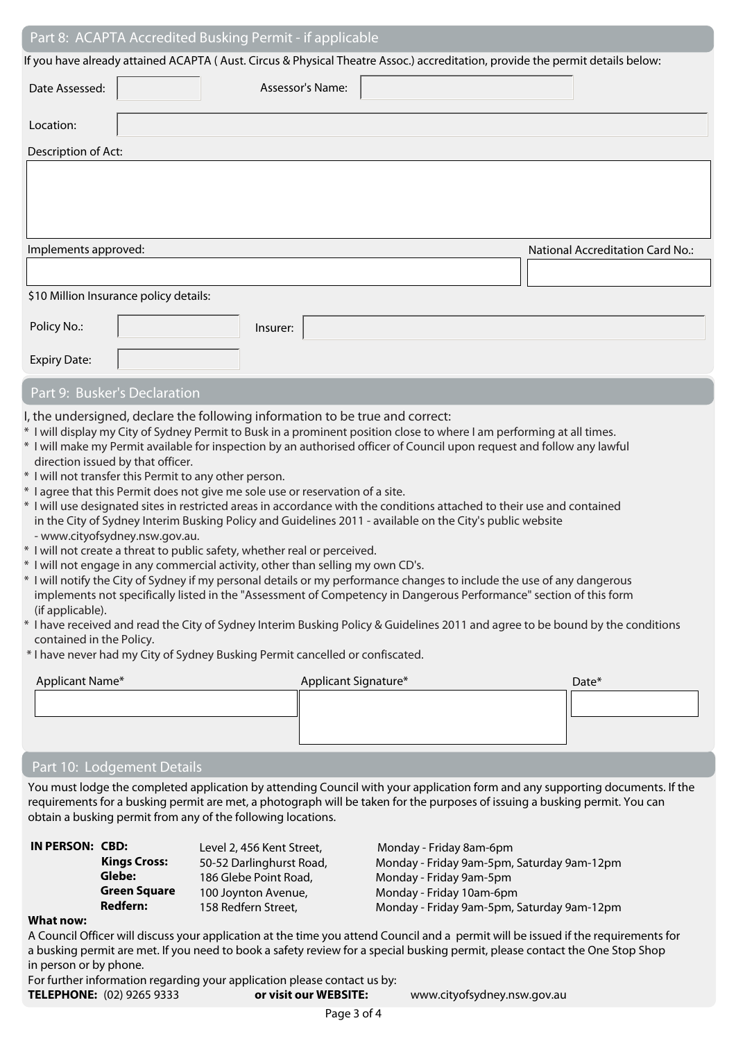## Part 8: ACAPTA Accredited Busking Permit - if applicable

If you have already attained ACAPTA ( Aust. Circus & Physical Theatre Assoc.) accreditation, provide the permit details below:

Date Assessed: Assessor's Name:

Location:

Description of Act:

Implements approved:

National Accreditation Card No.:

$10 Million Insurance policy details:

Policy No.: Insurer:

Expiry Date:

## Part 9: Busker's Declaration

I, the undersigned, declare the following information to be true and correct:

* I will display my City of Sydney Permit to Busk in a prominent position close to where I am performing at all times.
* I will make my Permit available for inspection by an authorised officer of Council upon request and follow any lawful direction issued by that officer.
* I will not transfer this Permit to any other person.
* I agree that this Permit does not give me sole use or reservation of a site.
* I will use designated sites in restricted areas in accordance with the conditions attached to their use and contained in the City of Sydney Interim Busking Policy and Guidelines 2011 - available on the City's public website - www.cityofsydney.nsw.gov.au.
* I will not create a threat to public safety, whether real or perceived.
* I will not engage in any commercial activity, other than selling my own CD's.
* I will notify the City of Sydney if my personal details or my performance changes to include the use of any dangerous implements not specifically listed in the "Assessment of Competency in Dangerous Performance" section of this form (if applicable).
* I have received and read the City of Sydney Interim Busking Policy & Guidelines 2011 and agree to be bound by the conditions contained in the Policy.
* I have never had my City of Sydney Busking Permit cancelled or confiscated.

| Applicant Name* | Applicant Signature* | Date* |
|---|---|---|
| | | |

## Part 10: Lodgement Details

You must lodge the completed application by attending Council with your application form and any supporting documents. If the requirements for a busking permit are met, a photograph will be taken for the purposes of issuing a busking permit. You can obtain a busking permit from any of the following locations.

| IN PERSON: | | | |
|---|---|---|---|
| | **CBD:** | Level 2, 456 Kent Street, | Monday - Friday 8am-6pm |
| | **Kings Cross:** | 50-52 Darlinghurst Road, | Monday - Friday 9am-5pm, Saturday 9am-12pm |
| | **Glebe:** | 186 Glebe Point Road, | Monday - Friday 9am-5pm |
| | **Green Square** | 100 Joynton Avenue, | Monday - Friday 10am-6pm |
| | **Redfern:** | 158 Redfern Street, | Monday - Friday 9am-5pm, Saturday 9am-12pm |

**What now:**

A Council Officer will discuss your application at the time you attend Council and a permit will be issued if the requirements for a busking permit are met. If you need to book a safety review for a special busking permit, please contact the One Stop Shop in person or by phone.

For further information regarding your application please contact us by:

**TELEPHONE:** (02) 9265 9333 **or visit our WEBSITE:** www.cityofsydney.nsw.gov.au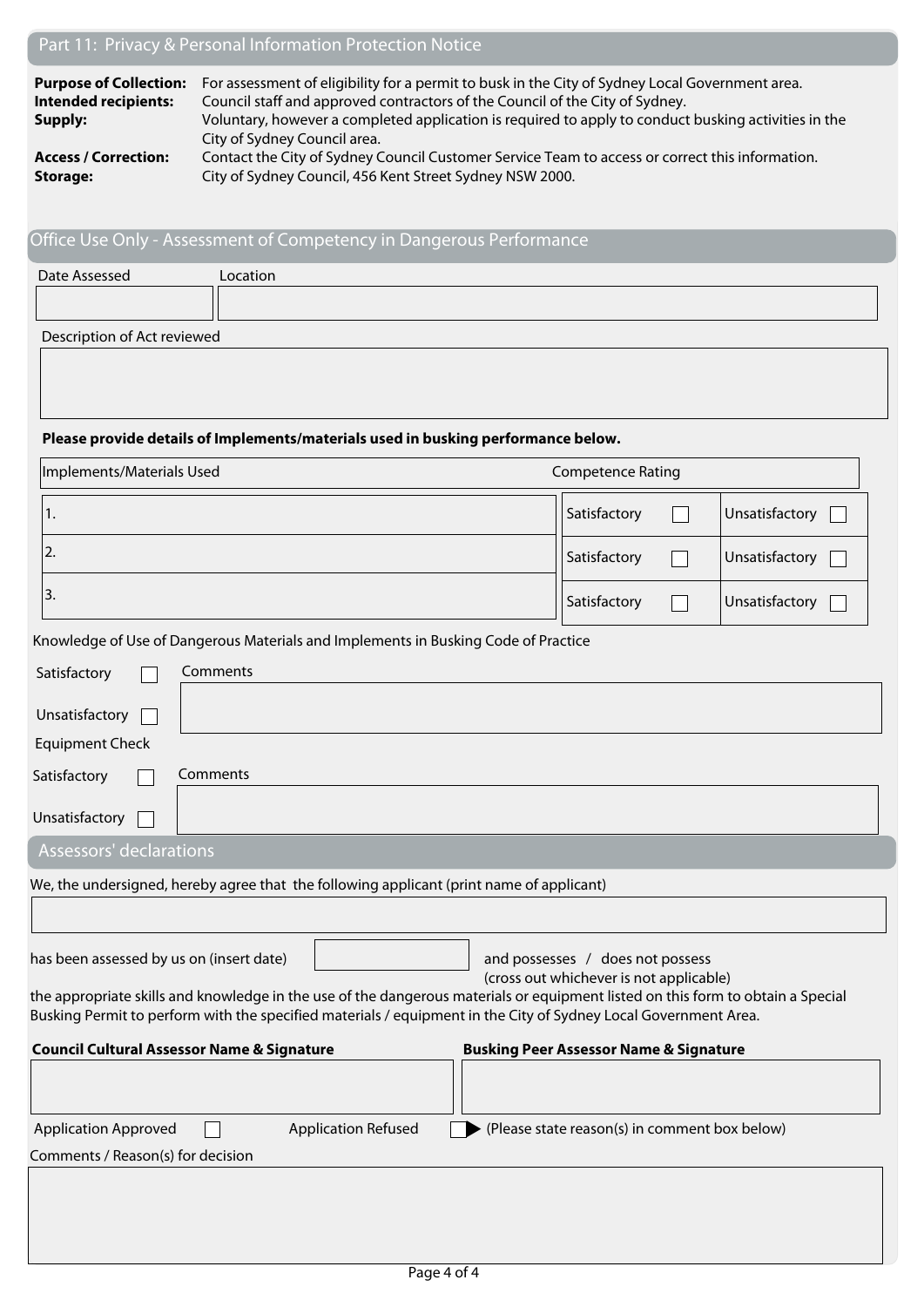## Part 11: Privacy & Personal Information Protection Notice

**Purpose of Collection:** For assessment of eligibility for a permit to busk in the City of Sydney Local Government area.
**Intended recipients:** Council staff and approved contractors of the Council of the City of Sydney.
**Supply:** Voluntary, however a completed application is required to apply to conduct busking activities in the City of Sydney Council area.
**Access / Correction:** Contact the City of Sydney Council Customer Service Team to access or correct this information.
**Storage:** City of Sydney Council, 456 Kent Street Sydney NSW 2000.

## Office Use Only - Assessment of Competency in Dangerous Performance

Date Assessed

Location

Description of Act reviewed

**Please provide details of Implements/materials used in busking performance below.**

| Implements/Materials Used | Competence Rating | |
|---|---|---|
| 1. | Satisfactory ☐ | Unsatisfactory ☐ |
| 2. | Satisfactory ☐ | Unsatisfactory ☐ |
| 3. | Satisfactory ☐ | Unsatisfactory ☐ |

Knowledge of Use of Dangerous Materials and Implements in Busking Code of Practice

Satisfactory ☐
Unsatisfactory ☐
Comments

Equipment Check

Satisfactory ☐
Unsatisfactory ☐
Comments

## Assessors' declarations

We, the undersigned, hereby agree that the following applicant (print name of applicant)

has been assessed by us on (insert date) and possesses / does not possess (cross out whichever is not applicable) the appropriate skills and knowledge in the use of the dangerous materials or equipment listed on this form to obtain a Special Busking Permit to perform with the specified materials / equipment in the City of Sydney Local Government Area.

**Council Cultural Assessor Name & Signature**

**Busking Peer Assessor Name & Signature**

Application Approved ☐ Application Refused ☐ (Please state reason(s) in comment box below)

Comments / Reason(s) for decision